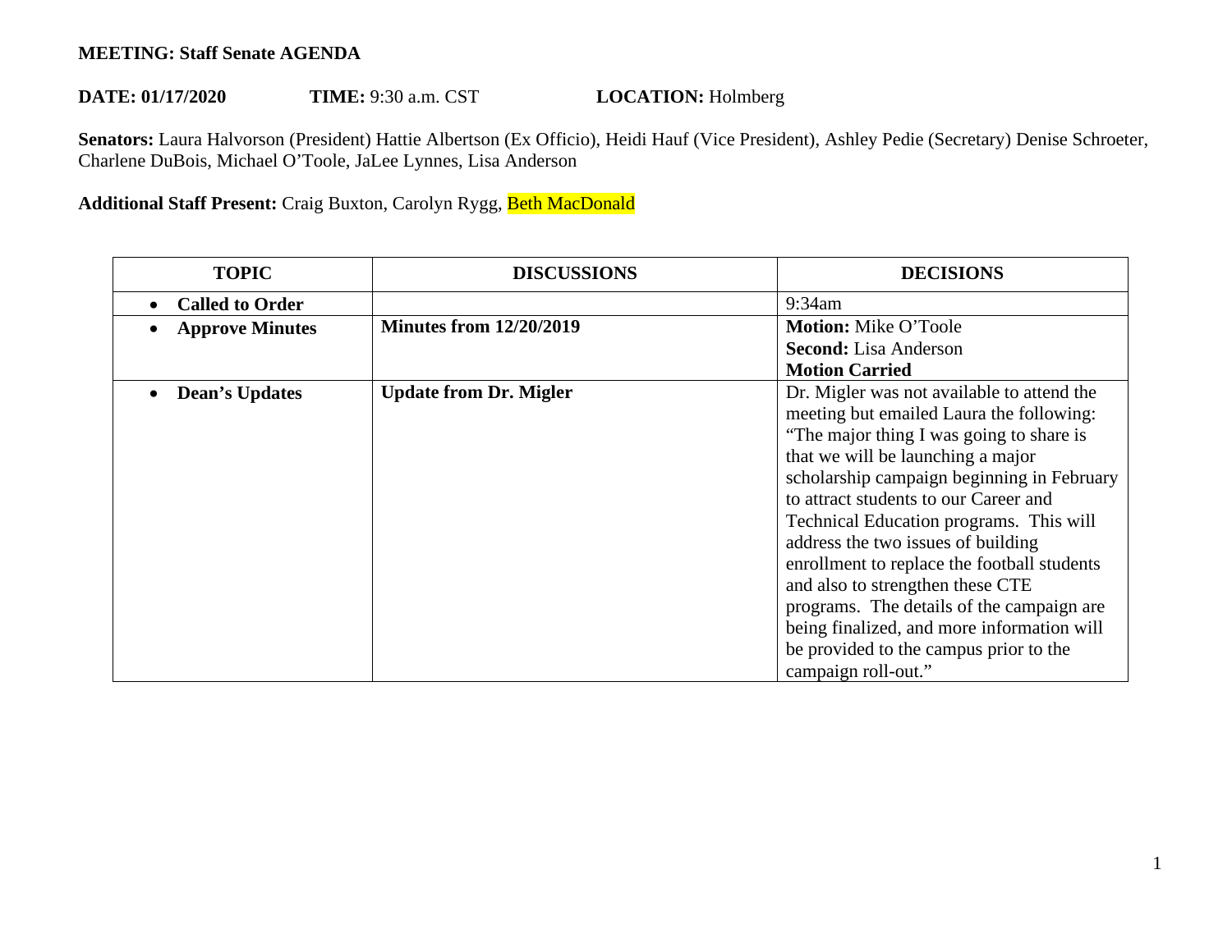**MEETING: Staff Senate AGENDA**

**DATE: 01/17/2020** **TIME:** 9:30 a.m. CST **LOCATION:** Holmberg

**Senators:** Laura Halvorson (President) Hattie Albertson (Ex Officio), Heidi Hauf (Vice President), Ashley Pedie (Secretary) Denise Schroeter, Charlene DuBois, Michael O'Toole, JaLee Lynnes, Lisa Anderson

**Additional Staff Present:** Craig Buxton, Carolyn Rygg, Beth MacDonald

| TOPIC | DISCUSSIONS | DECISIONS |
|---|---|---|
| • **Called to Order** | | 9:34am |
| • **Approve Minutes** | **Minutes from 12/20/2019** | **Motion:** Mike O'Toole<br>**Second:** Lisa Anderson<br>**Motion Carried** |
| • **Dean's Updates** | **Update from Dr. Migler** | Dr. Migler was not available to attend the meeting but emailed Laura the following: "The major thing I was going to share is that we will be launching a major scholarship campaign beginning in February to attract students to our Career and Technical Education programs. This will address the two issues of building enrollment to replace the football students and also to strengthen these CTE programs. The details of the campaign are being finalized, and more information will be provided to the campus prior to the campaign roll-out." |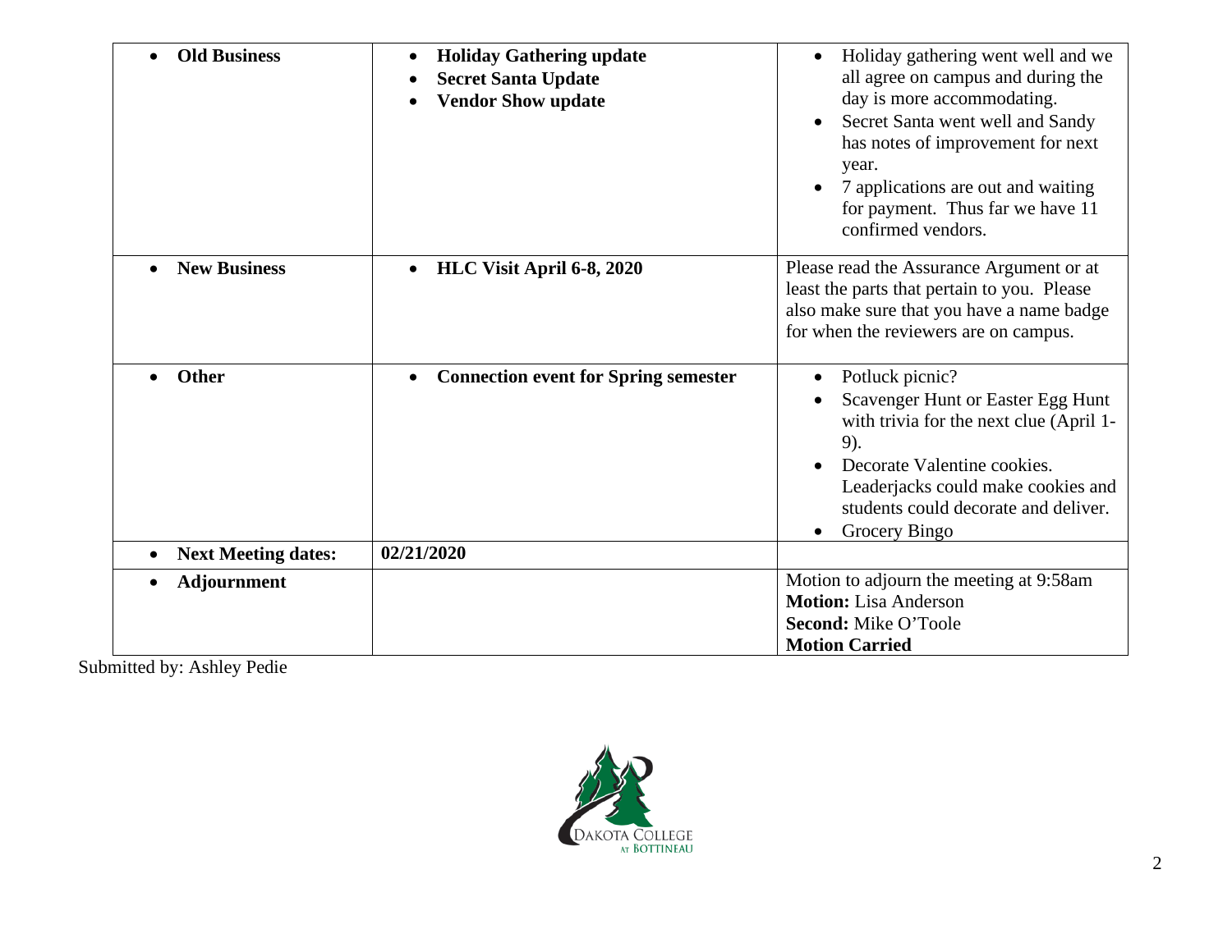| | | |
|---|---|---|
| • **Old Business** | • **Holiday Gathering update**<br>• **Secret Santa Update**<br>• **Vendor Show update** | • Holiday gathering went well and we all agree on campus and during the day is more accommodating.<br>• Secret Santa went well and Sandy has notes of improvement for next year.<br>• 7 applications are out and waiting for payment. Thus far we have 11 confirmed vendors. |
| • **New Business** | • **HLC Visit April 6-8, 2020** | Please read the Assurance Argument or at least the parts that pertain to you. Please also make sure that you have a name badge for when the reviewers are on campus. |
| • **Other** | • **Connection event for Spring semester** | • Potluck picnic?<br>• Scavenger Hunt or Easter Egg Hunt with trivia for the next clue (April 1-9).<br>• Decorate Valentine cookies. Leaderjacks could make cookies and students could decorate and deliver.<br>• Grocery Bingo |
| • **Next Meeting dates:** | **02/21/2020** | |
| • **Adjournment** | | Motion to adjourn the meeting at 9:58am<br>**Motion:** Lisa Anderson<br>**Second:** Mike O'Toole<br>**Motion Carried** |

Submitted by: Ashley Pedie

DAKOTA COLLEGE AT BOTTINEAU